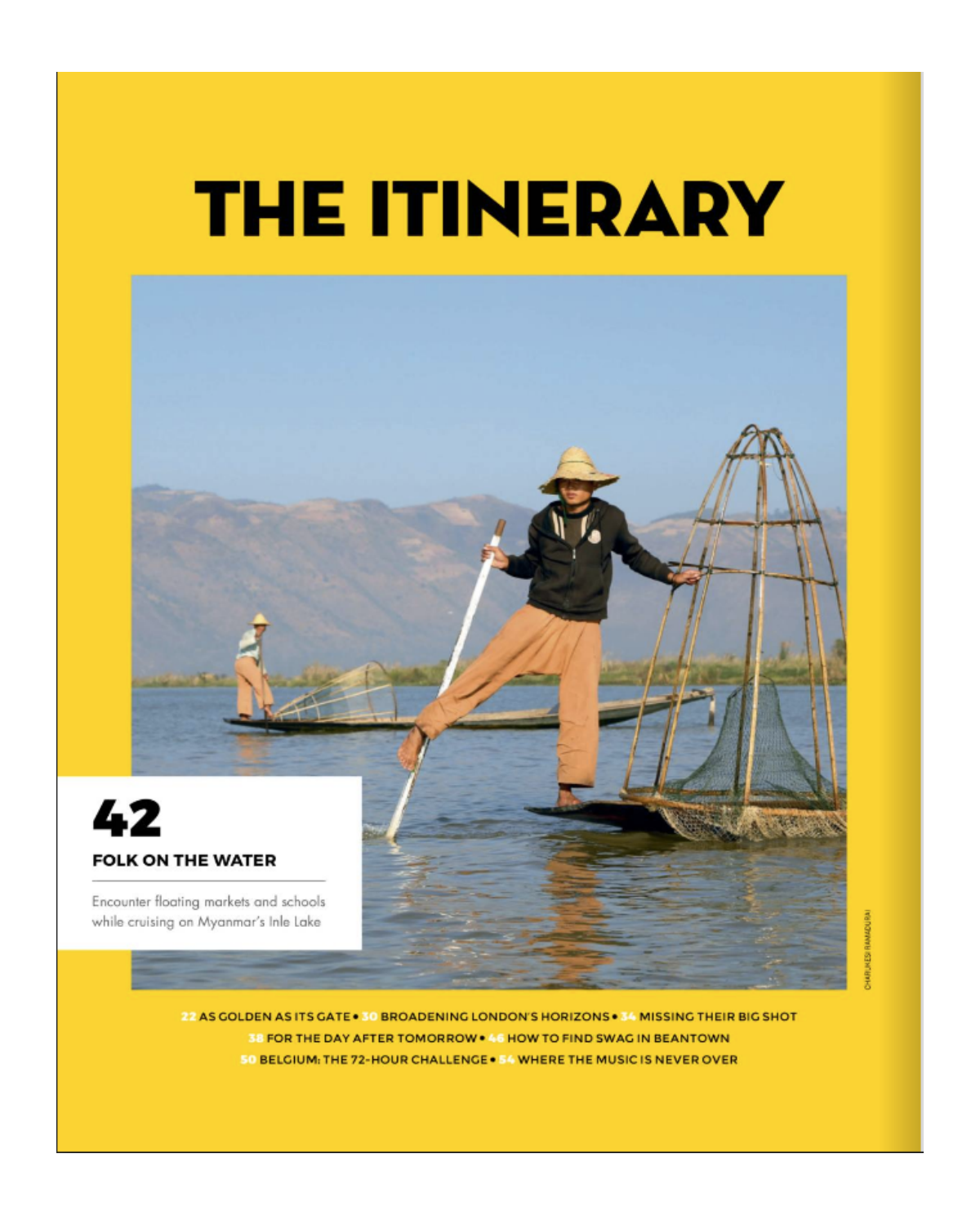# THE ITINERARY

## 42

### FOLK ON THE WATER

Encounter floating markets and schools while cruising on Myanmar's Inle Lake

CHARUKESI RAMADURAI

22 AS GOLDEN AS ITS GATE • 30 BROADENING LONDON'S HORIZONS • 34 MISSING THEIR BIG SHOT
38 FOR THE DAY AFTER TOMORROW • 46 HOW TO FIND SWAG IN BEANTOWN
50 BELGIUM: THE 72-HOUR CHALLENGE • 54 WHERE THE MUSIC IS NEVER OVER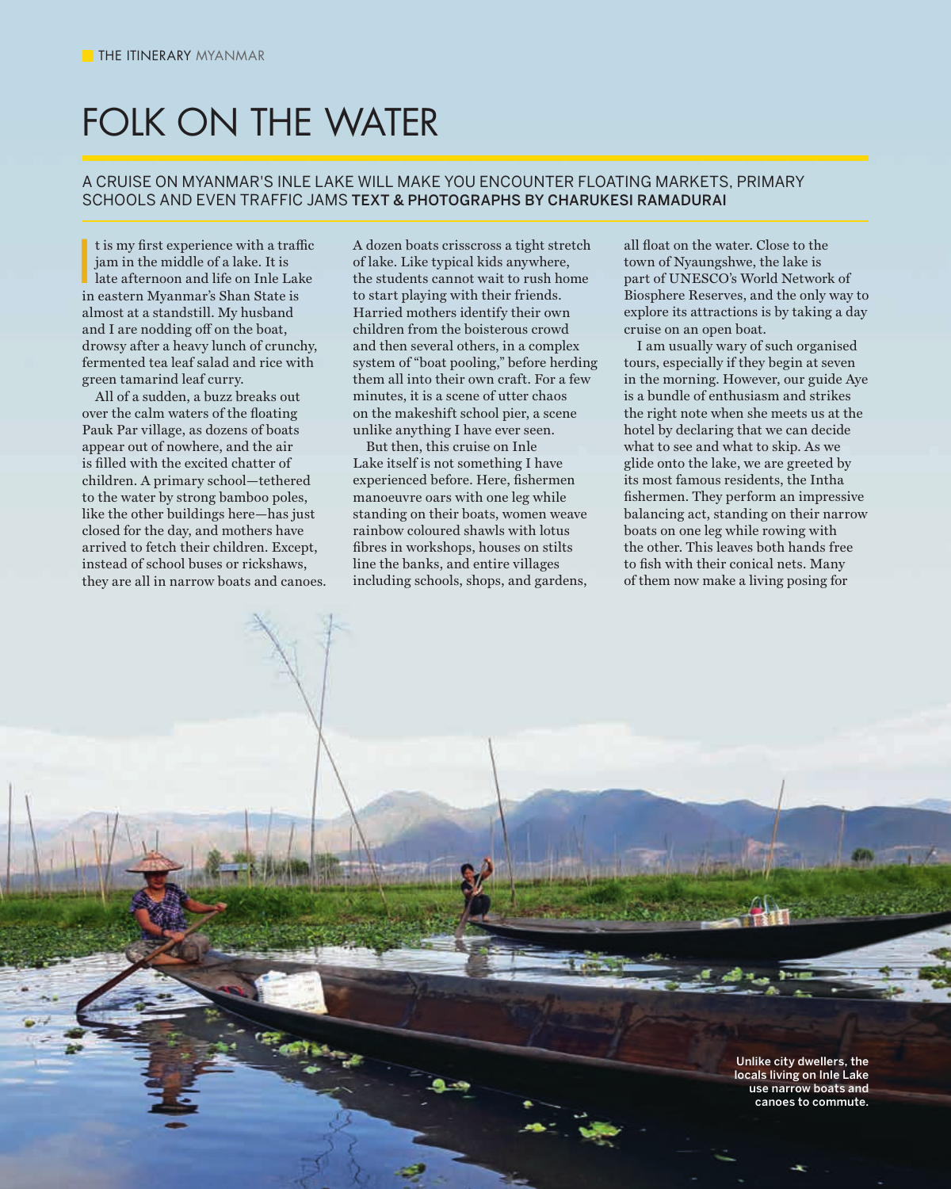# FOLK ON THE WATER

A CRUISE ON MYANMAR'S INLE LAKE WILL MAKE YOU ENCOUNTER FLOATING MARKETS, PRIMARY SCHOOLS AND EVEN TRAFFIC JAMS **TEXT & PHOTOGRAPHS BY CHARUKESI RAMADURAI**

It is my first experience with a traffic jam in the middle of a lake. It is late afternoon and life on Inle Lake in eastern Myanmar's Shan State is almost at a standstill. My husband and I are nodding off on the boat, drowsy after a heavy lunch of crunchy, fermented tea leaf salad and rice with green tamarind leaf curry.

All of a sudden, a buzz breaks out over the calm waters of the floating Pauk Par village, as dozens of boats appear out of nowhere, and the air is filled with the excited chatter of children. A primary school—tethered to the water by strong bamboo poles, like the other buildings here—has just closed for the day, and mothers have arrived to fetch their children. Except, instead of school buses or rickshaws, they are all in narrow boats and canoes. A dozen boats crisscross a tight stretch of lake. Like typical kids anywhere, the students cannot wait to rush home to start playing with their friends. Harried mothers identify their own children from the boisterous crowd and then several others, in a complex system of "boat pooling," before herding them all into their own craft. For a few minutes, it is a scene of utter chaos on the makeshift school pier, a scene unlike anything I have ever seen.

But then, this cruise on Inle Lake itself is not something I have experienced before. Here, fishermen manoeuvre oars with one leg while standing on their boats, women weave rainbow coloured shawls with lotus fibres in workshops, houses on stilts line the banks, and entire villages including schools, shops, and gardens, all float on the water. Close to the town of Nyaungshwe, the lake is part of UNESCO's World Network of Biosphere Reserves, and the only way to explore its attractions is by taking a day cruise on an open boat.

I am usually wary of such organised tours, especially if they begin at seven in the morning. However, our guide Aye is a bundle of enthusiasm and strikes the right note when she meets us at the hotel by declaring that we can decide what to see and what to skip. As we glide onto the lake, we are greeted by its most famous residents, the Intha fishermen. They perform an impressive balancing act, standing on their narrow boats on one leg while rowing with the other. This leaves both hands free to fish with their conical nets. Many of them now make a living posing for

Unlike city dwellers, the locals living on Inle Lake use narrow boats and canoes to commute.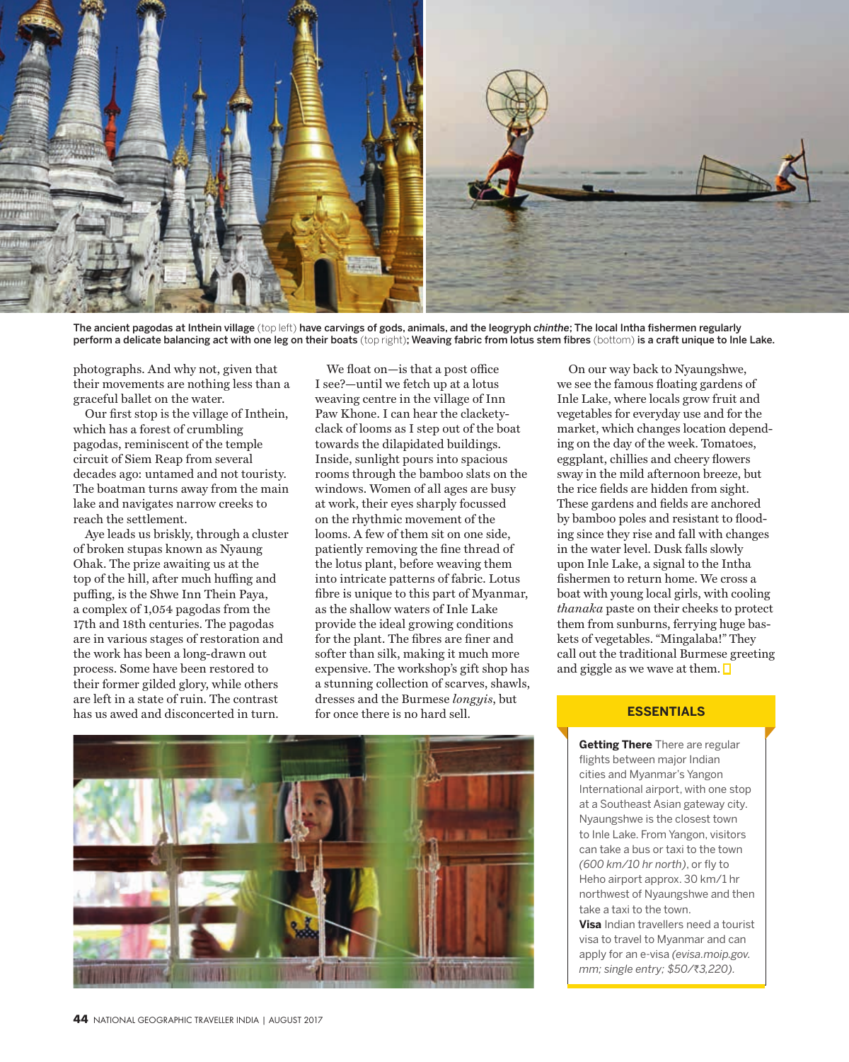The ancient pagodas at Inthein village (top left) have carvings of gods, animals, and the leogryph *chinthe*; The local Intha fishermen regularly perform a delicate balancing act with one leg on their boats (top right); Weaving fabric from lotus stem fibres (bottom) is a craft unique to Inle Lake.

photographs. And why not, given that their movements are nothing less than a graceful ballet on the water.

Our first stop is the village of Inthein, which has a forest of crumbling pagodas, reminiscent of the temple circuit of Siem Reap from several decades ago: untamed and not touristy. The boatman turns away from the main lake and navigates narrow creeks to reach the settlement.

Aye leads us briskly, through a cluster of broken stupas known as Nyaung Ohak. The prize awaiting us at the top of the hill, after much huffing and puffing, is the Shwe Inn Thein Paya, a complex of 1,054 pagodas from the 17th and 18th centuries. The pagodas are in various stages of restoration and the work has been a long-drawn out process. Some have been restored to their former gilded glory, while others are left in a state of ruin. The contrast has us awed and disconcerted in turn.

We float on—is that a post office I see?—until we fetch up at a lotus weaving centre in the village of Inn Paw Khone. I can hear the clackety-clack of looms as I step out of the boat towards the dilapidated buildings. Inside, sunlight pours into spacious rooms through the bamboo slats on the windows. Women of all ages are busy at work, their eyes sharply focussed on the rhythmic movement of the looms. A few of them sit on one side, patiently removing the fine thread of the lotus plant, before weaving them into intricate patterns of fabric. Lotus fibre is unique to this part of Myanmar, as the shallow waters of Inle Lake provide the ideal growing conditions for the plant. The fibres are finer and softer than silk, making it much more expensive. The workshop's gift shop has a stunning collection of scarves, shawls, dresses and the Burmese *longyis*, but for once there is no hard sell.

On our way back to Nyaungshwe, we see the famous floating gardens of Inle Lake, where locals grow fruit and vegetables for everyday use and for the market, which changes location depending on the day of the week. Tomatoes, eggplant, chillies and cheery flowers sway in the mild afternoon breeze, but the rice fields are hidden from sight. These gardens and fields are anchored by bamboo poles and resistant to flooding since they rise and fall with changes in the water level. Dusk falls slowly upon Inle Lake, a signal to the Intha fishermen to return home. We cross a boat with young local girls, with cooling *thanaka* paste on their cheeks to protect them from sunburns, ferrying huge baskets of vegetables. "Mingalaba!" They call out the traditional Burmese greeting and giggle as we wave at them.

## ESSENTIALS

**Getting There** There are regular flights between major Indian cities and Myanmar's Yangon International airport, with one stop at a Southeast Asian gateway city. Nyaungshwe is the closest town to Inle Lake. From Yangon, visitors can take a bus or taxi to the town *(600 km/10 hr north)*, or fly to Heho airport approx. 30 km/1 hr northwest of Nyaungshwe and then take a taxi to the town.

**Visa** Indian travellers need a tourist visa to travel to Myanmar and can apply for an e-visa *(evisa.moip.gov.mm; single entry; $50/₹3,220)*.